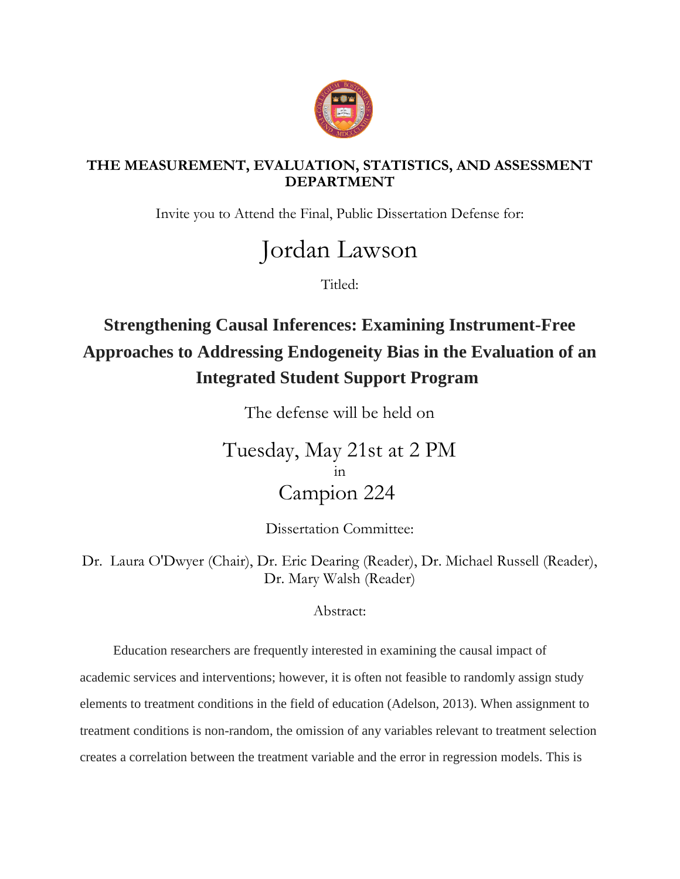**THE MEASUREMENT, EVALUATION, STATISTICS, AND ASSESSMENT DEPARTMENT**

Invite you to Attend the Final, Public Dissertation Defense for:

# Jordan Lawson

Titled:

## Strengthening Causal Inferences: Examining Instrument-Free Approaches to Addressing Endogeneity Bias in the Evaluation of an Integrated Student Support Program

The defense will be held on

Tuesday, May 21st at 2 PM
in
Campion 224

Dissertation Committee:

Dr. Laura O'Dwyer (Chair), Dr. Eric Dearing (Reader), Dr. Michael Russell (Reader), Dr. Mary Walsh (Reader)

Abstract:

Education researchers are frequently interested in examining the causal impact of academic services and interventions; however, it is often not feasible to randomly assign study elements to treatment conditions in the field of education (Adelson, 2013). When assignment to treatment conditions is non-random, the omission of any variables relevant to treatment selection creates a correlation between the treatment variable and the error in regression models. This is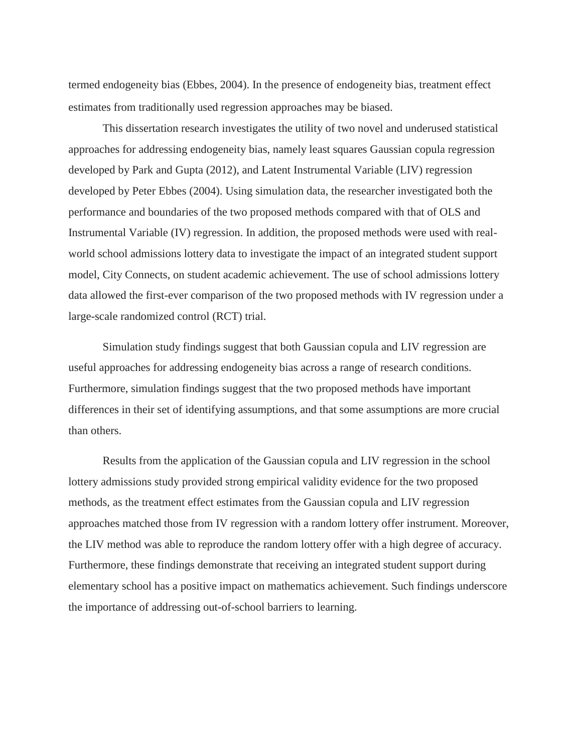termed endogeneity bias (Ebbes, 2004). In the presence of endogeneity bias, treatment effect estimates from traditionally used regression approaches may be biased.

This dissertation research investigates the utility of two novel and underused statistical approaches for addressing endogeneity bias, namely least squares Gaussian copula regression developed by Park and Gupta (2012), and Latent Instrumental Variable (LIV) regression developed by Peter Ebbes (2004). Using simulation data, the researcher investigated both the performance and boundaries of the two proposed methods compared with that of OLS and Instrumental Variable (IV) regression. In addition, the proposed methods were used with real-world school admissions lottery data to investigate the impact of an integrated student support model, City Connects, on student academic achievement. The use of school admissions lottery data allowed the first-ever comparison of the two proposed methods with IV regression under a large-scale randomized control (RCT) trial.

Simulation study findings suggest that both Gaussian copula and LIV regression are useful approaches for addressing endogeneity bias across a range of research conditions. Furthermore, simulation findings suggest that the two proposed methods have important differences in their set of identifying assumptions, and that some assumptions are more crucial than others.

Results from the application of the Gaussian copula and LIV regression in the school lottery admissions study provided strong empirical validity evidence for the two proposed methods, as the treatment effect estimates from the Gaussian copula and LIV regression approaches matched those from IV regression with a random lottery offer instrument. Moreover, the LIV method was able to reproduce the random lottery offer with a high degree of accuracy. Furthermore, these findings demonstrate that receiving an integrated student support during elementary school has a positive impact on mathematics achievement. Such findings underscore the importance of addressing out-of-school barriers to learning.